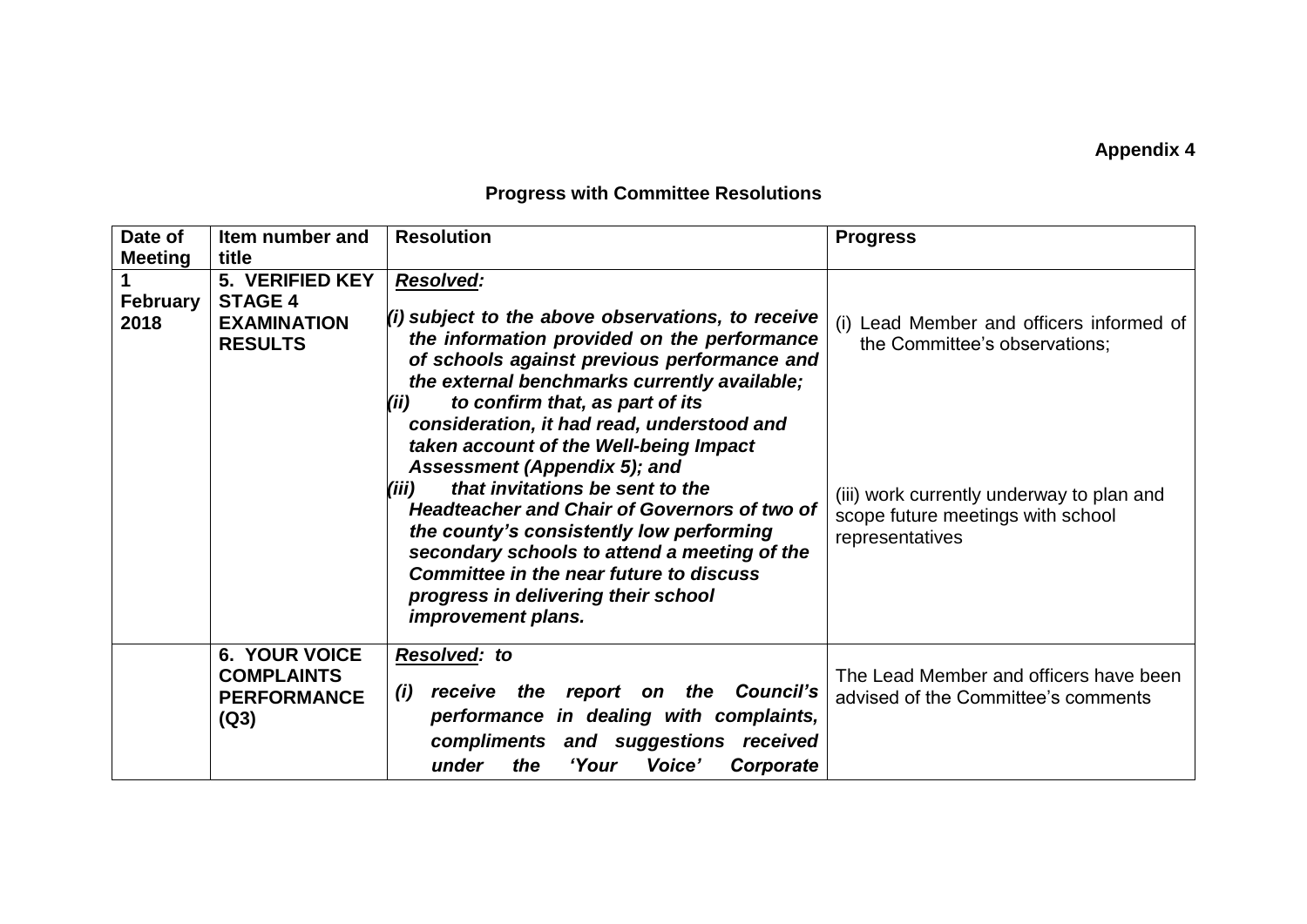**Appendix 4**

**Progress with Committee Resolutions**

| Date of Meeting | Item number and title | Resolution | Progress |
|---|---|---|---|
| **1 February 2018** | **5. VERIFIED KEY STAGE 4 EXAMINATION RESULTS** | ***Resolved:***<br><br>***(i) subject to the above observations, to receive the information provided on the performance of schools against previous performance and the external benchmarks currently available;***<br>***(ii) to confirm that, as part of its consideration, it had read, understood and taken account of the Well-being Impact Assessment (Appendix 5); and***<br>***(iii) that invitations be sent to the Headteacher and Chair of Governors of two of the county's consistently low performing secondary schools to attend a meeting of the Committee in the near future to discuss progress in delivering their school improvement plans.*** | (i) Lead Member and officers informed of the Committee's observations;<br><br>(iii) work currently underway to plan and scope future meetings with school representatives |
| | **6. YOUR VOICE COMPLAINTS PERFORMANCE (Q3)** | ***Resolved: to***<br><br>***(i) receive the report on the Council's performance in dealing with complaints, compliments and suggestions received under the 'Your Voice' Corporate*** | The Lead Member and officers have been advised of the Committee's comments |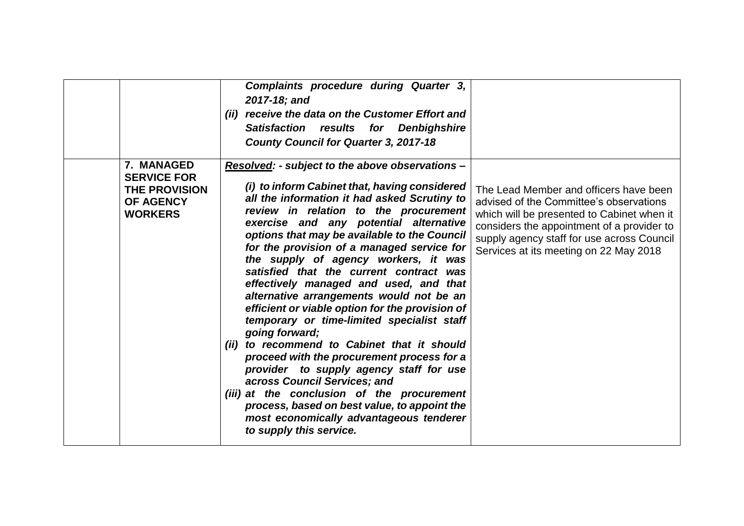| | | | |
|---|---|---|---|
| | | ***Complaints procedure during Quarter 3, 2017-18; and***<br>***(ii) receive the data on the Customer Effort and Satisfaction results for Denbighshire County Council for Quarter 3, 2017-18*** | |
| | **7. MANAGED SERVICE FOR THE PROVISION OF AGENCY WORKERS** | ***<u>Resolved</u>: - subject to the above observations –***<br>***(i) to inform Cabinet that, having considered all the information it had asked Scrutiny to review in relation to the procurement exercise and any potential alternative options that may be available to the Council for the provision of a managed service for the supply of agency workers, it was satisfied that the current contract was effectively managed and used, and that alternative arrangements would not be an efficient or viable option for the provision of temporary or time-limited specialist staff going forward;***<br>***(ii) to recommend to Cabinet that it should proceed with the procurement process for a provider to supply agency staff for use across Council Services; and***<br>***(iii) at the conclusion of the procurement process, based on best value, to appoint the most economically advantageous tenderer to supply this service.*** | The Lead Member and officers have been advised of the Committee's observations which will be presented to Cabinet when it considers the appointment of a provider to supply agency staff for use across Council Services at its meeting on 22 May 2018 |